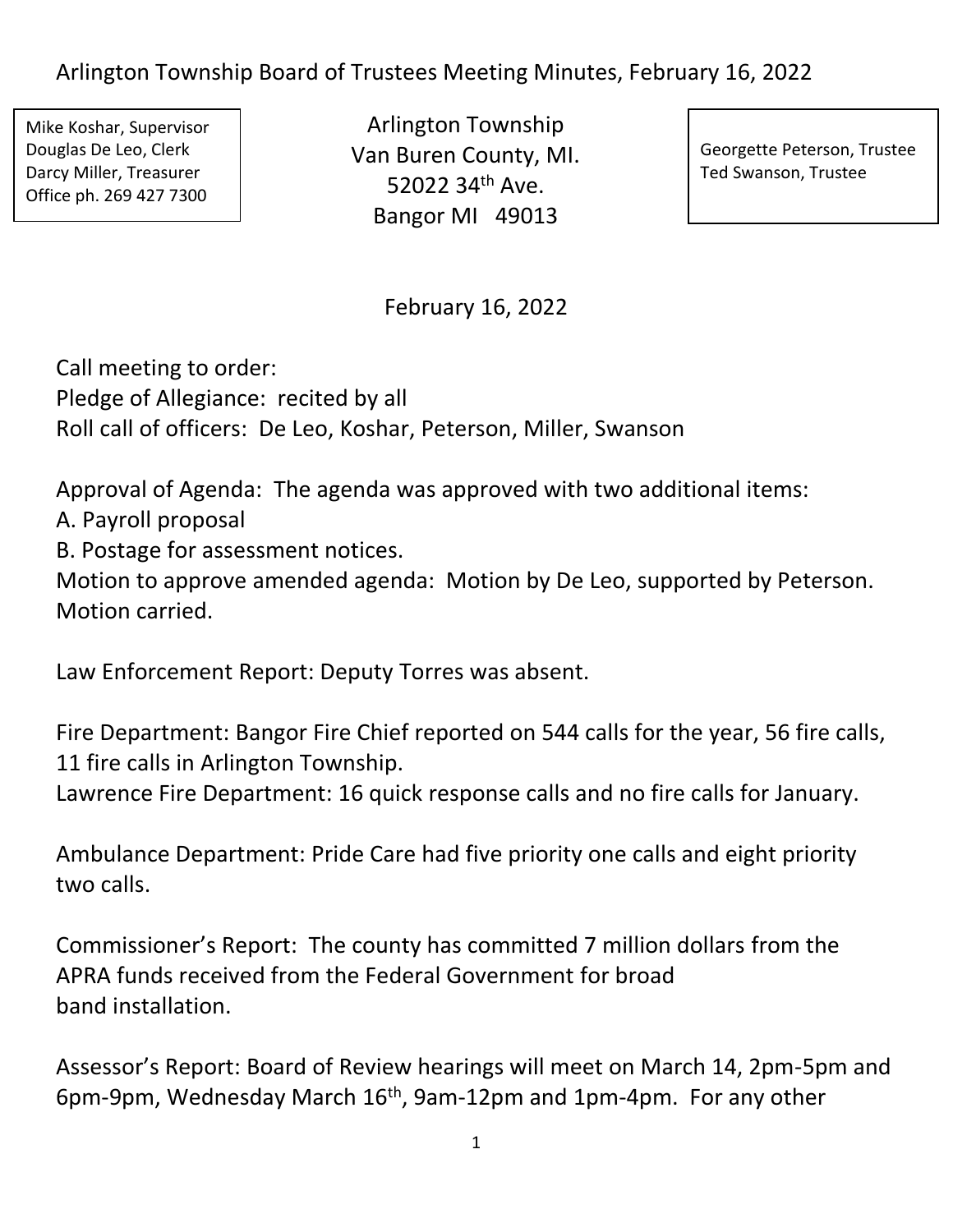# Arlington Township Board of Trustees Meeting Minutes, February 16, 2022

Mike Koshar, Supervisor
Douglas De Leo, Clerk
Darcy Miller, Treasurer
Office ph. 269 427 7300

Arlington Township
Van Buren County, MI.
52022 34th Ave.
Bangor MI 49013

Georgette Peterson, Trustee
Ted Swanson, Trustee

February 16, 2022

Call meeting to order:
Pledge of Allegiance: recited by all
Roll call of officers: De Leo, Koshar, Peterson, Miller, Swanson

Approval of Agenda: The agenda was approved with two additional items:
A. Payroll proposal
B. Postage for assessment notices.
Motion to approve amended agenda: Motion by De Leo, supported by Peterson. Motion carried.

Law Enforcement Report: Deputy Torres was absent.

Fire Department: Bangor Fire Chief reported on 544 calls for the year, 56 fire calls, 11 fire calls in Arlington Township.
Lawrence Fire Department: 16 quick response calls and no fire calls for January.

Ambulance Department: Pride Care had five priority one calls and eight priority two calls.

Commissioner's Report: The county has committed 7 million dollars from the APRA funds received from the Federal Government for broad band installation.

Assessor's Report: Board of Review hearings will meet on March 14, 2pm-5pm and 6pm-9pm, Wednesday March 16th, 9am-12pm and 1pm-4pm. For any other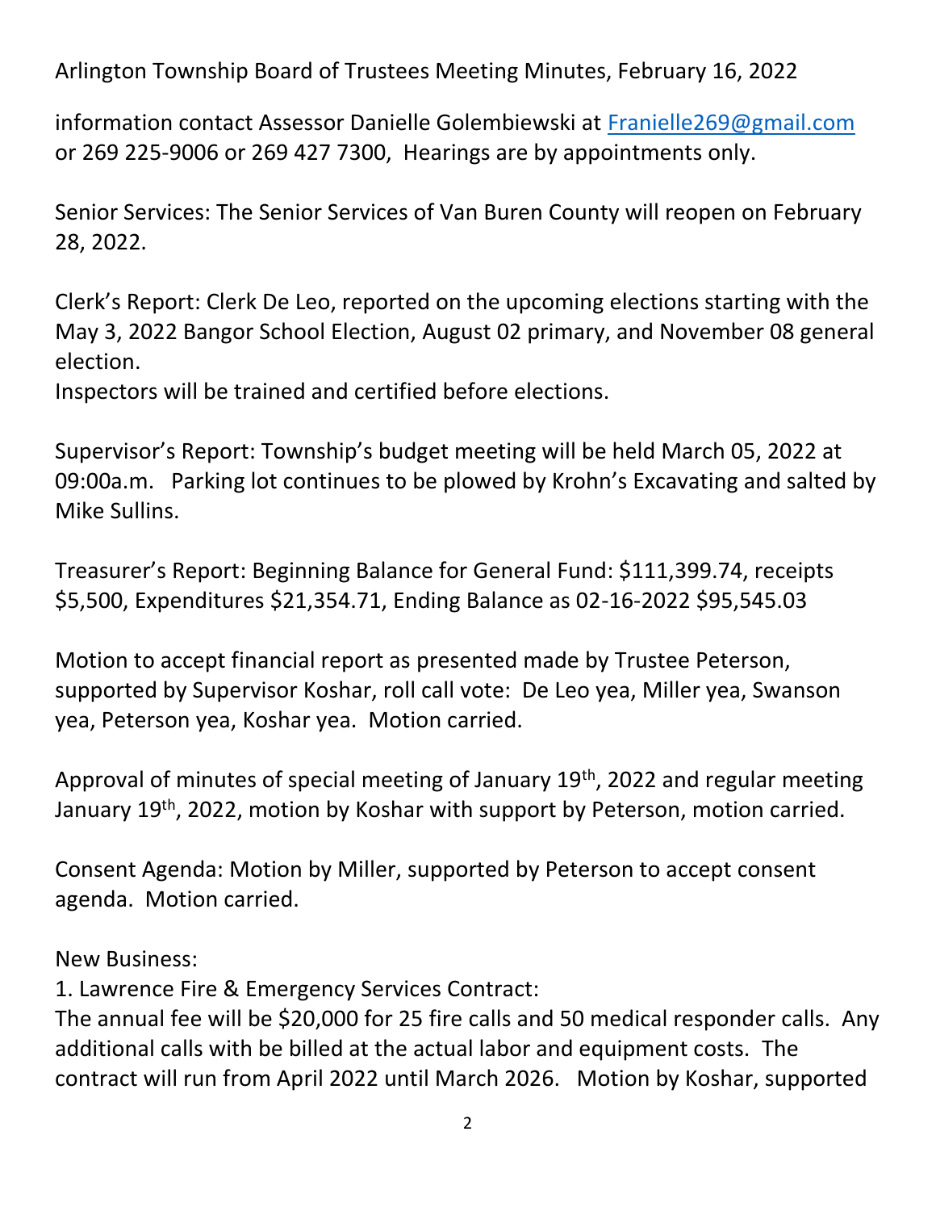information contact Assessor Danielle Golembiewski at Franielle269@gmail.com or 269 225-9006 or 269 427 7300, Hearings are by appointments only.

Senior Services: The Senior Services of Van Buren County will reopen on February 28, 2022.

Clerk's Report: Clerk De Leo, reported on the upcoming elections starting with the May 3, 2022 Bangor School Election, August 02 primary, and November 08 general election.
Inspectors will be trained and certified before elections.

Supervisor's Report: Township's budget meeting will be held March 05, 2022 at 09:00a.m. Parking lot continues to be plowed by Krohn's Excavating and salted by Mike Sullins.

Treasurer's Report: Beginning Balance for General Fund: $111,399.74, receipts $5,500, Expenditures $21,354.71, Ending Balance as 02-16-2022 $95,545.03

Motion to accept financial report as presented made by Trustee Peterson, supported by Supervisor Koshar, roll call vote: De Leo yea, Miller yea, Swanson yea, Peterson yea, Koshar yea. Motion carried.

Approval of minutes of special meeting of January 19th, 2022 and regular meeting January 19th, 2022, motion by Koshar with support by Peterson, motion carried.

Consent Agenda: Motion by Miller, supported by Peterson to accept consent agenda. Motion carried.

New Business:

1. Lawrence Fire & Emergency Services Contract:
The annual fee will be $20,000 for 25 fire calls and 50 medical responder calls. Any additional calls with be billed at the actual labor and equipment costs. The contract will run from April 2022 until March 2026. Motion by Koshar, supported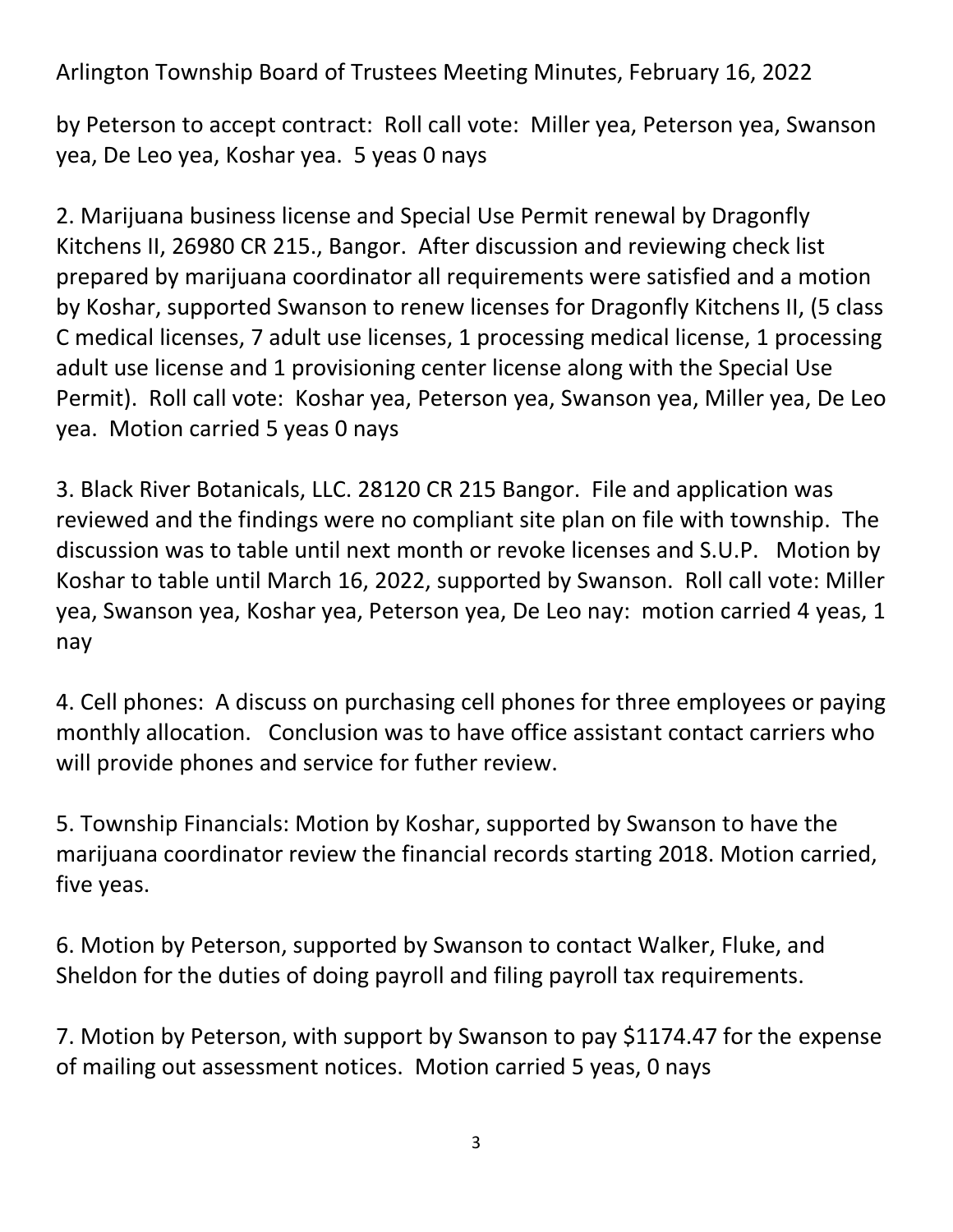by Peterson to accept contract: Roll call vote: Miller yea, Peterson yea, Swanson yea, De Leo yea, Koshar yea. 5 yeas 0 nays

2. Marijuana business license and Special Use Permit renewal by Dragonfly Kitchens II, 26980 CR 215., Bangor. After discussion and reviewing check list prepared by marijuana coordinator all requirements were satisfied and a motion by Koshar, supported Swanson to renew licenses for Dragonfly Kitchens II, (5 class C medical licenses, 7 adult use licenses, 1 processing medical license, 1 processing adult use license and 1 provisioning center license along with the Special Use Permit). Roll call vote: Koshar yea, Peterson yea, Swanson yea, Miller yea, De Leo yea. Motion carried 5 yeas 0 nays

3. Black River Botanicals, LLC. 28120 CR 215 Bangor. File and application was reviewed and the findings were no compliant site plan on file with township. The discussion was to table until next month or revoke licenses and S.U.P. Motion by Koshar to table until March 16, 2022, supported by Swanson. Roll call vote: Miller yea, Swanson yea, Koshar yea, Peterson yea, De Leo nay: motion carried 4 yeas, 1 nay

4. Cell phones: A discuss on purchasing cell phones for three employees or paying monthly allocation. Conclusion was to have office assistant contact carriers who will provide phones and service for futher review.

5. Township Financials: Motion by Koshar, supported by Swanson to have the marijuana coordinator review the financial records starting 2018. Motion carried, five yeas.

6. Motion by Peterson, supported by Swanson to contact Walker, Fluke, and Sheldon for the duties of doing payroll and filing payroll tax requirements.

7. Motion by Peterson, with support by Swanson to pay $1174.47 for the expense of mailing out assessment notices. Motion carried 5 yeas, 0 nays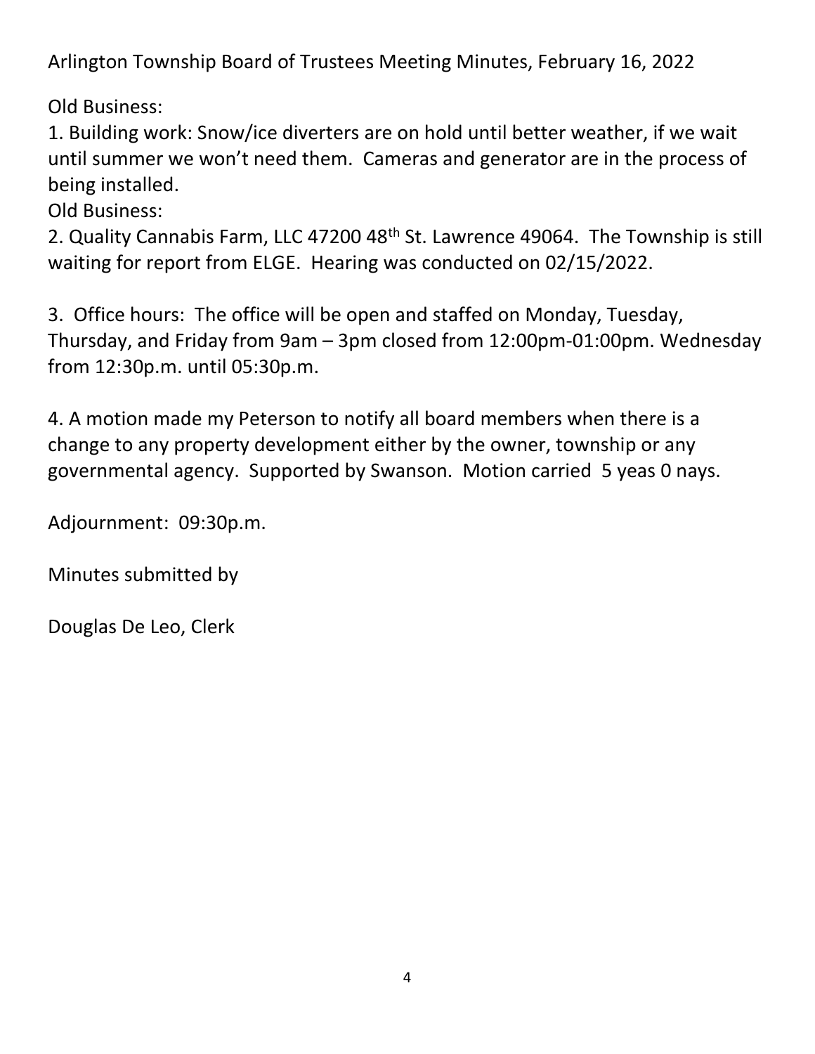Arlington Township Board of Trustees Meeting Minutes, February 16, 2022

Old Business:

1. Building work: Snow/ice diverters are on hold until better weather, if we wait until summer we won't need them. Cameras and generator are in the process of being installed.

Old Business:

2. Quality Cannabis Farm, LLC 47200 48th St. Lawrence 49064. The Township is still waiting for report from ELGE. Hearing was conducted on 02/15/2022.

3. Office hours: The office will be open and staffed on Monday, Tuesday, Thursday, and Friday from 9am – 3pm closed from 12:00pm-01:00pm. Wednesday from 12:30p.m. until 05:30p.m.

4. A motion made my Peterson to notify all board members when there is a change to any property development either by the owner, township or any governmental agency. Supported by Swanson. Motion carried 5 yeas 0 nays.

Adjournment: 09:30p.m.

Minutes submitted by

Douglas De Leo, Clerk